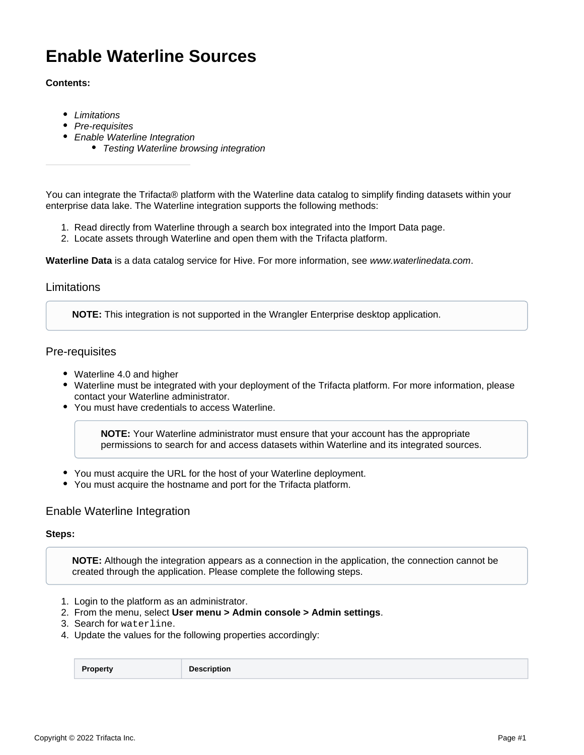# Enable Waterline Sources

**Contents:**

- *Limitations*
- *Pre-requisites*
- *Enable Waterline Integration*
  - *Testing Waterline browsing integration*

---

You can integrate the Trifacta® platform with the Waterline data catalog to simplify finding datasets within your enterprise data lake. The Waterline integration supports the following methods:

1. Read directly from Waterline through a search box integrated into the Import Data page.
2. Locate assets through Waterline and open them with the Trifacta platform.

**Waterline Data** is a data catalog service for Hive. For more information, see *www.waterlinedata.com*.

## Limitations

> **NOTE:** This integration is not supported in the Wrangler Enterprise desktop application.

## Pre-requisites

- Waterline 4.0 and higher
- Waterline must be integrated with your deployment of the Trifacta platform. For more information, please contact your Waterline administrator.
- You must have credentials to access Waterline.

  > **NOTE:** Your Waterline administrator must ensure that your account has the appropriate permissions to search for and access datasets within Waterline and its integrated sources.

- You must acquire the URL for the host of your Waterline deployment.
- You must acquire the hostname and port for the Trifacta platform.

## Enable Waterline Integration

**Steps:**

> **NOTE:** Although the integration appears as a connection in the application, the connection cannot be created through the application. Please complete the following steps.

1. Login to the platform as an administrator.
2. From the menu, select **User menu > Admin console > Admin settings**.
3. Search for `waterline`.
4. Update the values for the following properties accordingly:

| Property | Description |
| --- | --- |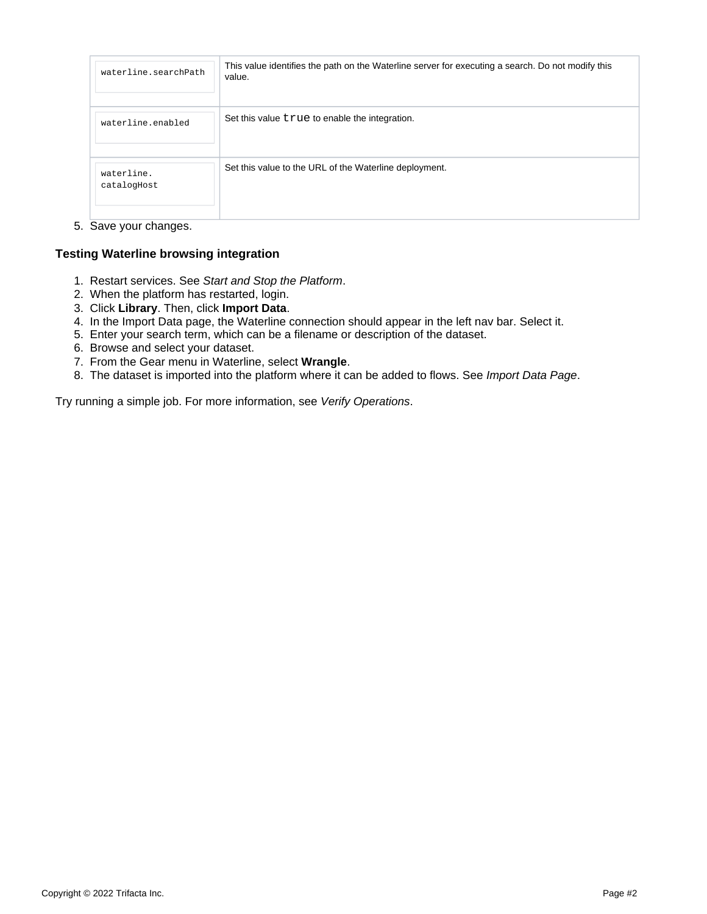| | |
|---|---|
| `waterline.searchPath` | This value identifies the path on the Waterline server for executing a search. Do not modify this value. |
| `waterline.enabled` | Set this value `true` to enable the integration. |
| `waterline.catalogHost` | Set this value to the URL of the Waterline deployment. |

5. Save your changes.

### Testing Waterline browsing integration

1. Restart services. See *Start and Stop the Platform*.
2. When the platform has restarted, login.
3. Click **Library**. Then, click **Import Data**.
4. In the Import Data page, the Waterline connection should appear in the left nav bar. Select it.
5. Enter your search term, which can be a filename or description of the dataset.
6. Browse and select your dataset.
7. From the Gear menu in Waterline, select **Wrangle**.
8. The dataset is imported into the platform where it can be added to flows. See *Import Data Page*.

Try running a simple job. For more information, see *Verify Operations*.